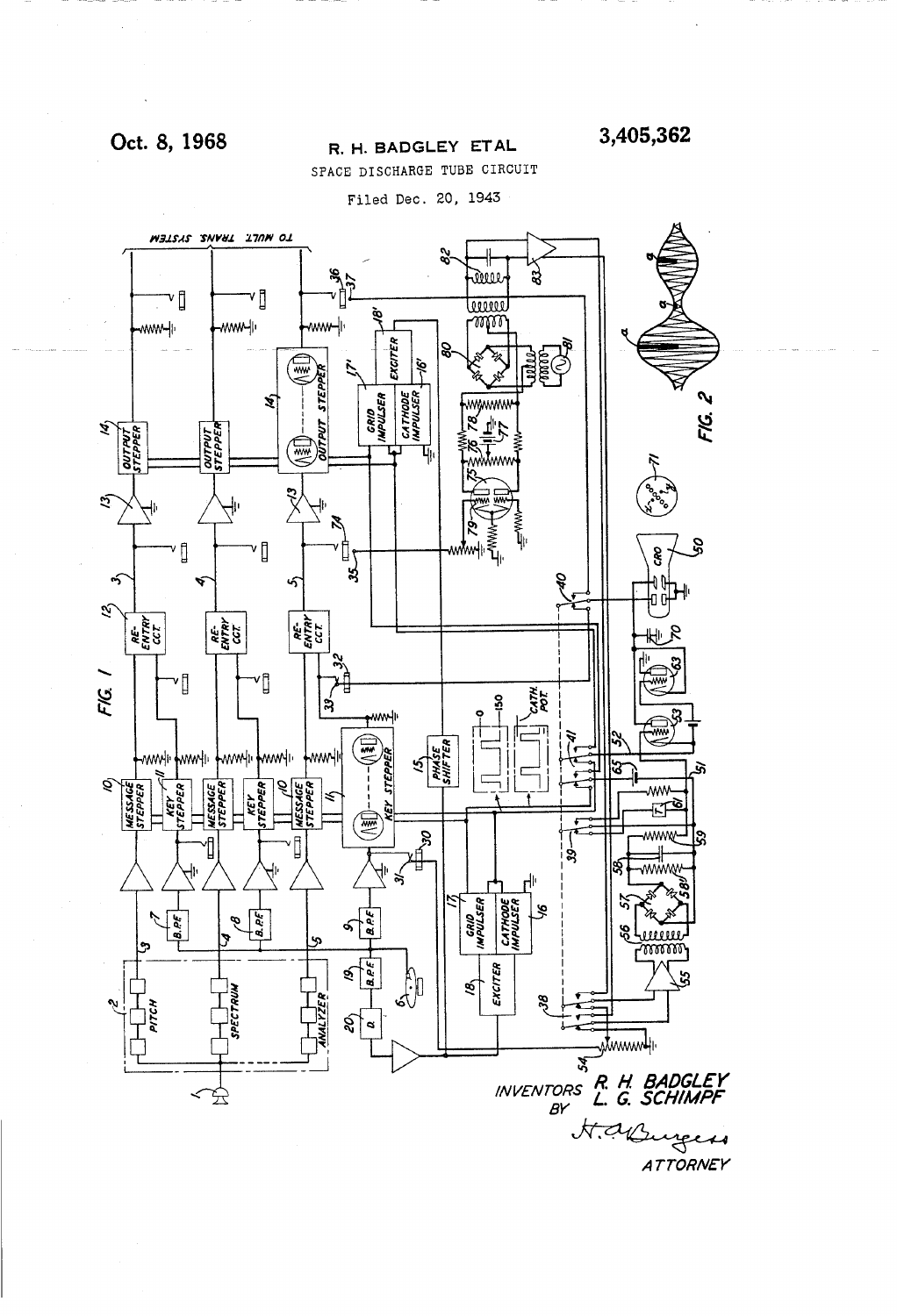Oct. 8, 1968

R. H. BADGLEY ETAL

3,405,362

SPACE DISCHARGE TUBE CIRCUIT

Filed Dec. 20, 1943

FIG. 1

FIG. 2

INVENTORS R. H. BADGLEY
L. G. SCHIMPF

BY

H. A. Burgess

ATTORNEY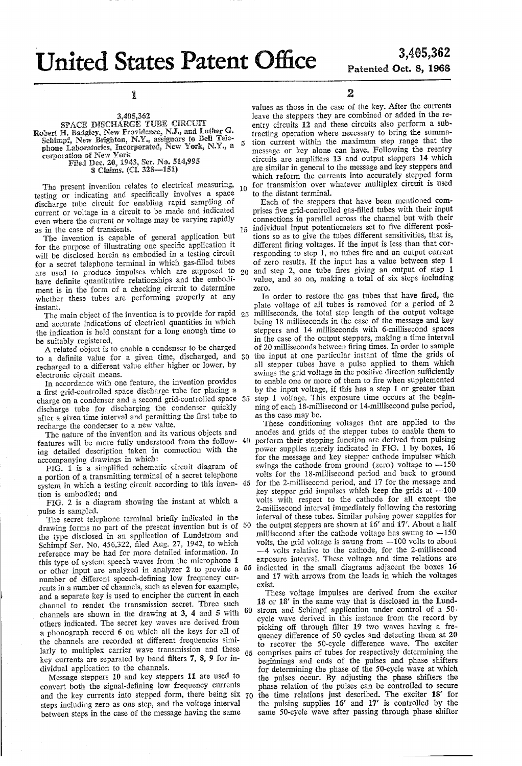# United States Patent Office

**3,405,362**
Patented Oct. 8, 1968

**3,405,362**
**SPACE DISCHARGE TUBE CIRCUIT**
Robert H. Badgley, New Providence, N.J., and Luther G. Schimpf, New Brighton, N.Y., assignors to Bell Telephone Laboratories, Incorporated, New York, N.Y., a corporation of New York
Filed Dec. 20, 1943, Ser. No. 514,995
8 Claims. (Cl. 328—151)

The present invention relates to electrical measuring, testing or indicating and specifically involves a space discharge tube circuit for enabling rapid sampling of current or voltage in a circuit to be made and indicated even where the current or voltage may be varying rapidly as in the case of transients.

The invention is capable of general application but for the purpose of illustrating one specific application it will be disclosed herein as embodied in a testing circuit for a secret telephone terminal in which gas-filled tubes are used to produce impulses which are supposed to have definite quantitative relationships and the embodiment is in the form of a checking circuit to determine whether these tubes are performing properly at any instant.

The main object of the invention is to provide for rapid and accurate indications of electrical quantities in which the indication is held constant for a long enough time to be suitably registered.

A related object is to enable a condenser to be charged to a definite value for a given time, discharged, and recharged to a different value either higher or lower, by electronic circuit means.

In accordance with one feature, the invention provides a first grid-controlled space discharge tube for placing a charge on a condenser and a second grid-controlled space discharge tube for discharging the condenser quickly after a given time interval and permitting the first tube to recharge the condenser to a new value.

The nature of the invention and its various objects and features will be more fully understood from the following detailed description taken in connection with the accompanying drawings in which:

FIG. 1 is a simplified schematic circuit diagram of a portion of a transmitting terminal of a secret telephone system in which a testing circuit according to this invention is embodied; and

FIG. 2 is a diagram showing the instant at which a pulse is sampled.

The secret telephone terminal briefly indicated in the drawing forms no part of the present invention but is of the type disclosed in an application of Lundstrom and Schimpf Ser. No. 456,322, filed Aug. 27, 1942, to which reference may be had for more detailed information. In this type of system speech waves from the microphone 1 or other input are analyzed in analyzer 2 to provide a number of different speech-defining low frequency currents in a number of channels, such as eleven for example, and a separate key is used to encipher the current in each channel to render the transmission secret. Three such channels are shown in the drawing at 3, 4 and 5 with others indicated. The secret key waves are derived from a phonograph record 6 on which all the keys for all of the channels are recorded at different frequencies similarly to multiplex carrier wave transmission and these key currents are separated by band filters 7, 8, 9 for individual application to the channels.

Message steppers 10 and key steppers 11 are used to convert both the signal-defining low frequency currents and the key currents into stepped form, there being six steps including zero as one step, and the voltage interval between steps in the case of the message having the same values as those in the case of the key. After the currents leave the steppers they are combined or added in the reentry circuits 12 and these circuits also perform a subtracting operation where necessary to bring the summation current within the maximum step range that the message or key alone can have. Following the reentry circuits are amplifiers 13 and output steppers 14 which are similar in general to the message and key steppers and which reform the currents into accurately stepped form for transmision over whatever multiplex circuit is used to the distant terminal.

Each of the steppers that have been mentioned comprises five grid-controlled gas-filled tubes with their input connections in parallel across the channel but with their individual input potentiometers set to five different positions so as to give the tubes different sensitivities, that is, different firing voltages. If the input is less than that corresponding to step 1, no tubes fire and an output current of zero results. If the input has a value between step 1 and step 2, one tube fires giving an output of step 1 value, and so on, making a total of six steps including zero.

In order to restore the gas tubes that have fired, the plate voltage of all tubes is removed for a period of 2 milliseconds, the total step length of the output voltage being 18 milliseconds in the case of the message and key steppers and 14 milliseconds with 6-millisecond spaces in the case of the output steppers, making a time interval of 20 milliseconds between firing times. In order to sample the input at one particular instant of time the grids of all stepper tubes have a pulse applied to them which swings the grid voltage in the positive direction sufficiently to enable one or more of them to fire when supplemented by the input voltage, if this has a step 1 or greater than step 1 voltage. This exposure time occurs at the beginning of each 18-millisecond or 14-millisecond pulse period, as the case may be.

These conditioning voltages that are applied to the anodes and grids of the stepper tubes to enable them to perform their stepping function are derived from pulsing power supplies merely indicated in FIG. 1 by boxes, 16 for the message and key stepper cathode impulser which swings the cathode from ground (zero) voltage to −150 volts for the 18-millisecond period and back to ground for the 2-millisecond period, and 17 for the message and key stepper grid impulses which keep the grids at −100 volts with respect to the cathode for all except the 2-millisecond interval immediately following the restoring interval of these tubes. Similar pulsing power supplies for the output steppers are shown at 16′ and 17′. About a half millisecond after the cathode voltage has swung to −150 volts, the grid voltage is swung from −100 volts to about −4 volts relative to the cathode, for the 2-millisecond exposure interval. These voltage and time relations are indicated in the small diagrams adjacent the boxes 16 and 17 with arrows from the leads in which the voltages exist.

These voltage impulses are derived from the exciter 18 or 18′ in the same way that is disclosed in the Lundstrom and Schimpf application under control of a 50-cycle wave derived in this instance from the record by picking off through filter 19 two waves having a frequency difference of 50 cycles and detecting them at 20 to recover the 50-cycle difference wave. The exciter comprises pairs of tubes for respectively determining the beginnings and ends of the pulses and phase shifters for determining the phase of the 50-cycle wave at which the pulses occur. By adjusting the phase shifters the phase relation of the pulses can be controlled to secure the time relations just described. The exciter 18′ for the pulsing supplies 16′ and 17′ is controlled by the same 50-cycle wave after passing through phase shifter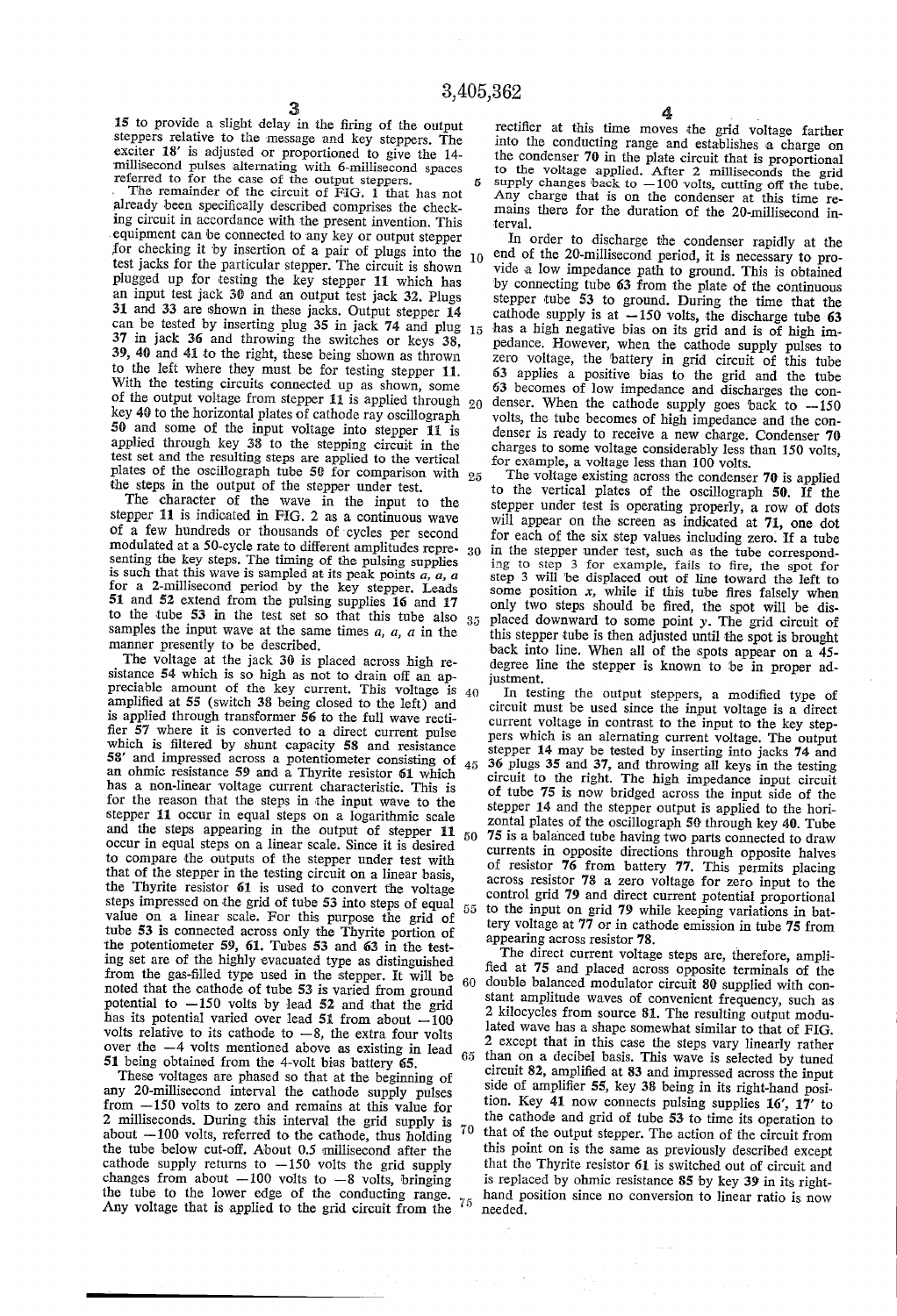15 to provide a slight delay in the firing of the output steppers relative to the message and key steppers. The exciter 18' is adjusted or proportioned to give the 14-millisecond pulses alternating with 6-millisecond spaces referred to for the case of the output steppers.

The remainder of the circuit of FIG. 1 that has not already been specifically described comprises the checking circuit in accordance with the present invention. This equipment can be connected to any key or output stepper for checking it by insertion of a pair of plugs into the test jacks for the particular stepper. The circuit is shown plugged up for testing the key stepper 11 which has an input test jack 30 and an output test jack 32. Plugs 31 and 33 are shown in these jacks. Output stepper 14 can be tested by inserting plug 35 in jack 74 and plug 37 in jack 36 and throwing the switches or keys 38, 39, 40 and 41 to the right, these being shown as thrown to the left where they must be for testing stepper 11. With the testing circuits connected up as shown, some of the output voltage from stepper 11 is applied through key 40 to the horizontal plates of cathode ray oscillograph 50 and some of the input voltage into stepper 11 is applied through key 38 to the stepping circuit in the test set and the resulting steps are applied to the vertical plates of the oscillograph tube 50 for comparison with the steps in the output of the stepper under test.

The character of the wave in the input to the stepper 11 is indicated in FIG. 2 as a continuous wave of a few hundreds or thousands of cycles per second modulated at a 50-cycle rate to different amplitudes representing the key steps. The timing of the pulsing supplies is such that this wave is sampled at its peak points *a, a, a* for a 2-millisecond period by the key stepper. Leads 51 and 52 extend from the pulsing supplies 16 and 17 to the tube 53 in the test set so that this tube also samples the input wave at the same times *a, a, a* in the manner presently to be described.

The voltage at the jack 30 is placed across high resistance 54 which is so high as not to drain off an appreciable amount of the key current. This voltage is amplified at 55 (switch 38 being closed to the left) and is applied through transformer 56 to the full wave rectifier 57 where it is converted to a direct current pulse which is filtered by shunt capacity 58 and resistance 58' and impressed across a potentiometer consisting of an ohmic resistance 59 and a Thyrite resistor 61 which has a non-linear voltage current characteristic. This is for the reason that the steps in the input wave to the stepper 11 occur in equal steps on a logarithmic scale and the steps appearing in the output of stepper 11 occur in equal steps on a linear scale. Since it is desired to compare the outputs of the stepper under test with that of the stepper in the testing circuit on a linear basis, the Thyrite resistor 61 is used to convert the voltage steps impressed on the grid of tube 53 into steps of equal value on a linear scale. For this purpose the grid of tube 53 is connected across only the Thyrite portion of the potentiometer 59, 61. Tubes 53 and 63 in the testing set are of the highly evacuated type as distinguished from the gas-filled type used in the stepper. It will be noted that the cathode of tube 53 is varied from ground potential to −150 volts by lead 52 and that the grid has its potential varied over lead 51 from about −100 volts relative to its cathode to −8, the extra four volts over the −4 volts mentioned above as existing in lead 51 being obtained from the 4-volt bias battery 65.

These voltages are phased so that at the beginning of any 20-millisecond interval the cathode supply pulses from −150 volts to zero and remains at this value for 2 milliseconds. During this interval the grid supply is about −100 volts, referred to the cathode, thus holding the tube below cut-off. About 0.5 millisecond after the cathode supply returns to −150 volts the grid supply changes from about −100 volts to −8 volts, bringing the tube to the lower edge of the conducting range. Any voltage that is applied to the grid circuit from the rectifier at this time moves the grid voltage farther into the conducting range and establishes a charge on the condenser 70 in the plate circuit that is proportional to the voltage applied. After 2 milliseconds the grid supply changes back to −100 volts, cutting off the tube. Any charge that is on the condenser at this time remains there for the duration of the 20-millisecond interval.

In order to discharge the condenser rapidly at the end of the 20-millisecond period, it is necessary to provide a low impedance path to ground. This is obtained by connecting tube 63 from the plate of the continuous stepper tube 53 to ground. During the time that the cathode supply is at −150 volts, the discharge tube 63 has a high negative bias on its grid and is of high impedance. However, when the cathode supply pulses to zero voltage, the battery in grid circuit of this tube 63 applies a positive bias to the grid and the tube 63 becomes of low impedance and discharges the condenser. When the cathode supply goes back to −150 volts, the tube becomes of high impedance and the condenser is ready to receive a new charge. Condenser 70 charges to some voltage considerably less than 150 volts, for example, a voltage less than 100 volts.

The voltage existing across the condenser 70 is applied to the vertical plates of the oscillograph 50. If the stepper under test is operating properly, a row of dots will appear on the screen as indicated at 71, one dot for each of the six step values including zero. If a tube in the stepper under test, such as the tube corresponding to step 3 for example, fails to fire, the spot for step 3 will be displaced out of line toward the left to some position *x*, while if this tube fires falsely when only two steps should be fired, the spot will be displaced downward to some point *y*. The grid circuit of this stepper tube is then adjusted until the spot is brought back into line. When all of the spots appear on a 45-degree line the stepper is known to be in proper adjustment.

In testing the output steppers, a modified type of circuit must be used since the input voltage is a direct current voltage in contrast to the input to the key steppers which is an alternating current voltage. The output stepper 14 may be tested by inserting into jacks 74 and 36 plugs 35 and 37, and throwing all keys in the testing circuit to the right. The high impedance input circuit of tube 75 is now bridged across the input side of the stepper 14 and the stepper output is applied to the horizontal plates of the oscillograph 50 through key 40. Tube 75 is a balanced tube having two parts connected to draw currents in opposite directions through opposite halves of resistor 76 from battery 77. This permits placing across resistor 78 a zero voltage for zero input to the control grid 79 and direct current potential proportional to the input on grid 79 while keeping variations in battery voltage at 77 or in cathode emission in tube 75 from appearing across resistor 78.

The direct current voltage steps are, therefore, amplified at 75 and placed across opposite terminals of the double balanced modulator circuit 80 supplied with constant amplitude waves of convenient frequency, such as 2 kilocycles from source 81. The resulting output modulated wave has a shape somewhat similar to that of FIG. 2 except that in this case the steps vary linearly rather than on a decibel basis. This wave is selected by tuned circuit 82, amplified at 83 and impressed across the input side of amplifier 55, key 38 being in its right-hand position. Key 41 now connects pulsing supplies 16', 17' to the cathode and grid of tube 53 to time its operation to that of the output stepper. The action of the circuit from this point on is the same as previously described except that the Thyrite resistor 61 is switched out of circuit and is replaced by ohmic resistance 85 by key 39 in its right-hand position since no conversion to linear ratio is now needed.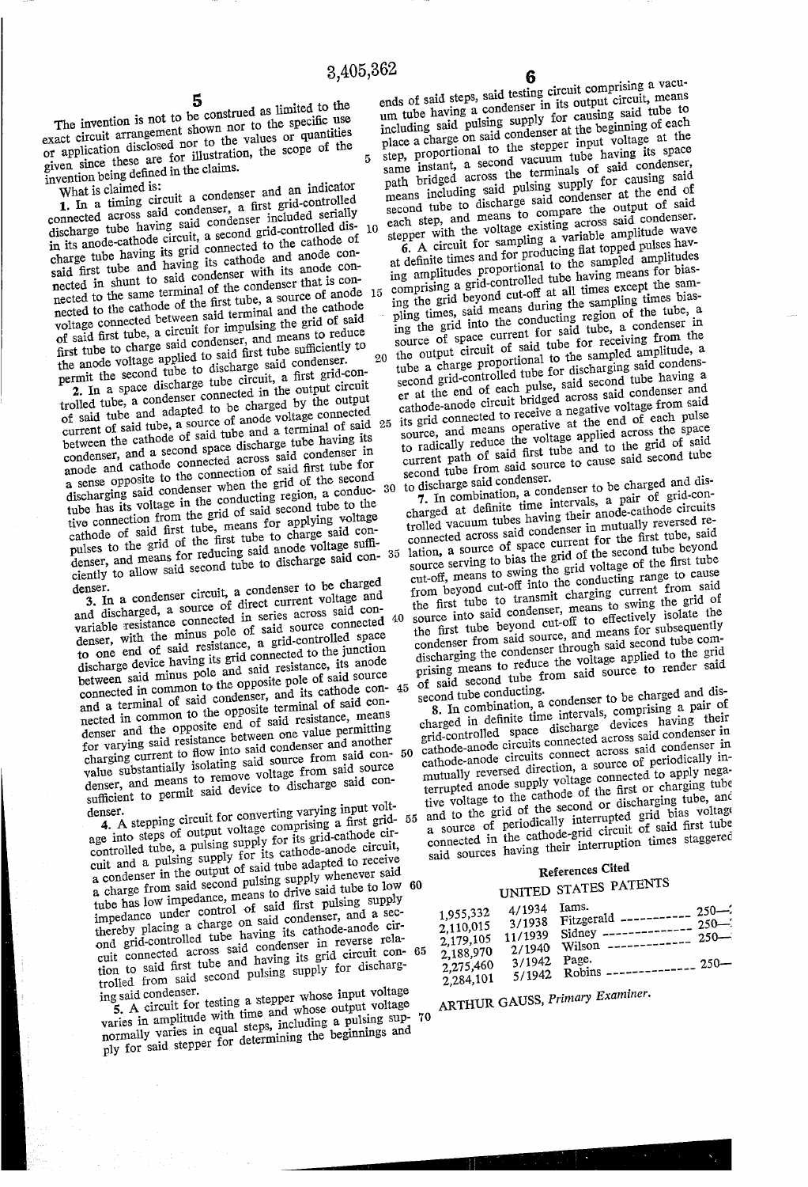The invention is not to be construed as limited to the exact circuit arrangement shown nor to the specific use or application disclosed nor to the values or quantities given since these are for illustration, the scope of the invention being defined in the claims.

What is claimed is:

1. In a timing circuit a condenser and an indicator connected across said condenser, a first grid-controlled discharge tube having said condenser included serially in its anode-cathode circuit, a second grid-controlled discharge tube having its grid connected to the cathode of said first tube and having its cathode and anode connected in shunt to said condenser with its anode connected to the same terminal of the condenser that is connected to the cathode of the first tube, a source of anode voltage connected between said terminal and the cathode of said first tube, a circuit for impulsing the grid of said first tube to charge said condenser, and means to reduce the anode voltage applied to said first tube sufficiently to permit the second tube to discharge said condenser.

2. In a space discharge tube circuit, a first grid-controlled tube, a condenser connected in the output circuit of said tube and adapted to be charged by the output current of said tube, a source of anode voltage connected between the cathode of said tube and a terminal of said condenser, and a second space discharge tube having its anode and cathode connected across said condenser in a sense opposite to the connection of said first tube for discharging said condenser when the grid of the second tube has its voltage in the conducting region, a conductive connection from the grid of said second tube to the cathode of said first tube, means for applying voltage pulses to the grid of the first tube to charge said condenser, and means for reducing said anode voltage sufficiently to allow said second tube to discharge said condenser.

3. In a condenser circuit, a condenser to be charged and discharged, a source of direct current voltage and variable resistance connected in series across said condenser, with the minus pole of said source connected to one end of said resistance, a grid-controlled space discharge device having its grid connected to the junction between said minus pole and said resistance, its anode connected in common to the opposite pole of said source and a terminal of said condenser, and its cathode connected in common to the opposite terminal of said condenser and the opposite end of said resistance, means for varying said resistance between one value permitting charging current to flow into said condenser and another value substantially isolating said source from said condenser, and means to remove voltage from said source sufficient to permit said device to discharge said condenser.

4. A stepping circuit for converting varying input voltage into steps of output voltage comprising a first grid-controlled tube, a pulsing supply for its grid-cathode circuit and a pulsing supply for its cathode-anode circuit, a condenser in the output of said tube adapted to receive a charge from said second pulsing supply whenever said tube has low impedance, means to drive said tube to low impedance under control of said first pulsing supply thereby placing a charge on said condenser, and a second grid-controlled tube having its cathode-anode circuit connected across said condenser in reverse relation to said first tube and having its grid circuit controlled from said second pulsing supply for discharging said condenser.

5. A circuit for testing a stepper whose input voltage varies in amplitude with time and whose output voltage normally varies in equal steps, including a pulsing supply for said stepper for determining the beginnings and ends of said steps, said testing circuit comprising a vacuum tube having a condenser in its output circuit, means including said pulsing supply for causing said tube to place a charge on said condenser at the beginning of each step, proportional to the stepper input voltage at the same instant, a second vacuum tube having its space path bridged across the terminals of said condenser, means including said pulsing supply for causing said second tube to discharge said condenser at the end of each step, and means to compare the output of said stepper with the voltage existing across said condenser.

6. A circuit for sampling a variable amplitude wave at definite times and for producing flat topped pulses having amplitudes proportional to the sampled amplitudes comprising a grid-controlled tube having means for biasing the grid beyond cut-off at all times except the sampling times, said means during the sampling times biasing the grid into the conducting region of the tube, a source of space current for said tube, a condenser in the output circuit of said tube for receiving from the tube a charge proportional to the sampled amplitude, a second grid-controlled tube for discharging said condenser at the end of each pulse, said second tube having a cathode-anode circuit bridged across said condenser and its grid connected to receive a negative voltage from said source, and means operative at the end of each pulse to radically reduce the voltage applied across the space current path of said first tube and to the grid of said second tube from said source to cause said second tube to discharge said condenser.

7. In combination, a condenser to be charged and discharged at definite time intervals, a pair of grid-controlled vacuum tubes having their anode-cathode circuits connected across said condenser in mutually reversed relation, a source of space current for the first tube, said source serving to bias the grid of the second tube beyond cut-off, means to swing the grid voltage of the first tube from beyond cut-off into the conducting range to cause the first tube to transmit charging current from said source into said condenser, means to swing the grid of the first tube beyond cut-off to effectively isolate the condenser from said source, and means for subsequently discharging the condenser through said second tube comprising means to reduce the voltage applied to the grid of said second tube from said source to render said second tube conducting.

8. In combination, a condenser to be charged and discharged in definite time intervals, comprising a pair of grid-controlled space discharge devices having their cathode-anode circuits connected across said condenser in cathode-anode circuits connect across said condenser in mutually reversed direction, a source of periodically interrupted anode supply voltage connected to apply negative voltage to the cathode of the first or charging tube and to the grid of the second or discharging tube, and a source of periodically interrupted grid bias voltage connected in the cathode-grid circuit of said first tube said sources having their interruption times staggered.

## References Cited

UNITED STATES PATENTS

| | | | |
|---|---|---|---|
| 1,955,332 | 4/1934 | Iams. | |
| 2,110,015 | 3/1938 | Fitzgerald | 250— |
| 2,179,105 | 11/1939 | Sidney | 250— |
| 2,188,970 | 2/1940 | Wilson | 250— |
| 2,275,460 | 3/1942 | Page. | |
| 2,284,101 | 5/1942 | Robins | 250— |

ARTHUR GAUSS, *Primary Examiner.*